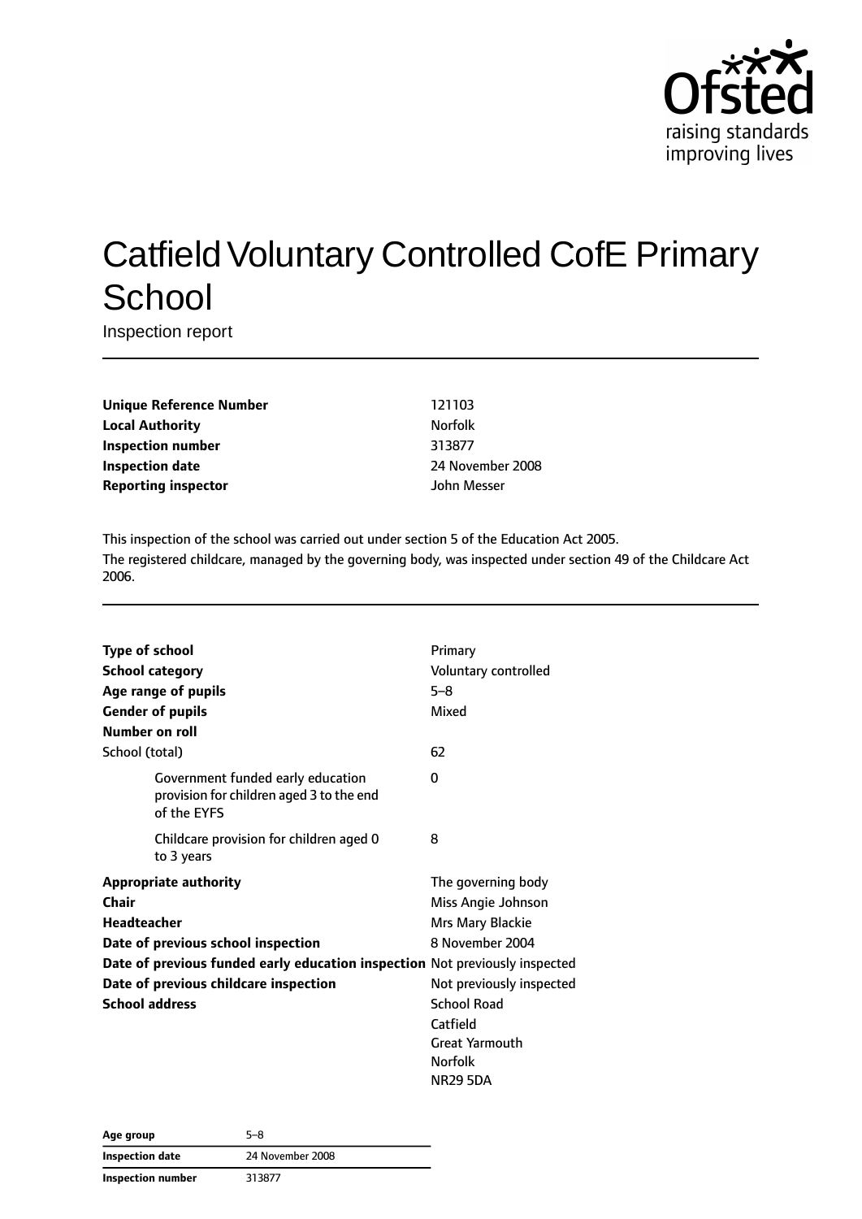# Catfield Voluntary Controlled CofE Primary School

Inspection report

| | |
|---|---|
| **Unique Reference Number** | 121103 |
| **Local Authority** | Norfolk |
| **Inspection number** | 313877 |
| **Inspection date** | 24 November 2008 |
| **Reporting inspector** | John Messer |

This inspection of the school was carried out under section 5 of the Education Act 2005.

The registered childcare, managed by the governing body, was inspected under section 49 of the Childcare Act 2006.

| | |
|---|---|
| **Type of school** | Primary |
| **School category** | Voluntary controlled |
| **Age range of pupils** | 5–8 |
| **Gender of pupils** | Mixed |
| **Number on roll** | |
| School (total) | 62 |
| Government funded early education provision for children aged 3 to the end of the EYFS | 0 |
| Childcare provision for children aged 0 to 3 years | 8 |
| **Appropriate authority** | The governing body |
| **Chair** | Miss Angie Johnson |
| **Headteacher** | Mrs Mary Blackie |
| **Date of previous school inspection** | 8 November 2004 |
| **Date of previous funded early education inspection** | Not previously inspected |
| **Date of previous childcare inspection** | Not previously inspected |
| **School address** | School Road<br>Catfield<br>Great Yarmouth<br>Norfolk<br>NR29 5DA |

| | |
|---|---|
| **Age group** | 5–8 |
| **Inspection date** | 24 November 2008 |
| **Inspection number** | 313877 |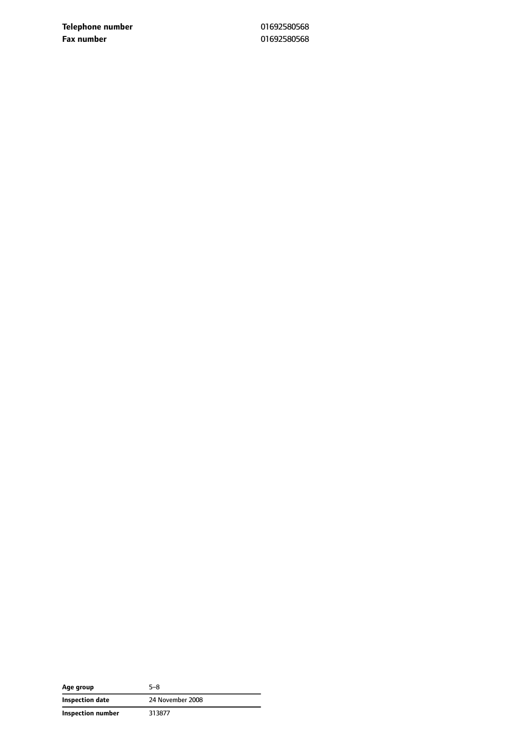| | |
|---|---|
| **Telephone number** | 01692580568 |
| **Fax number** | 01692580568 |

| | |
|---|---|
| **Age group** | 5–8 |
| **Inspection date** | 24 November 2008 |
| **Inspection number** | 313877 |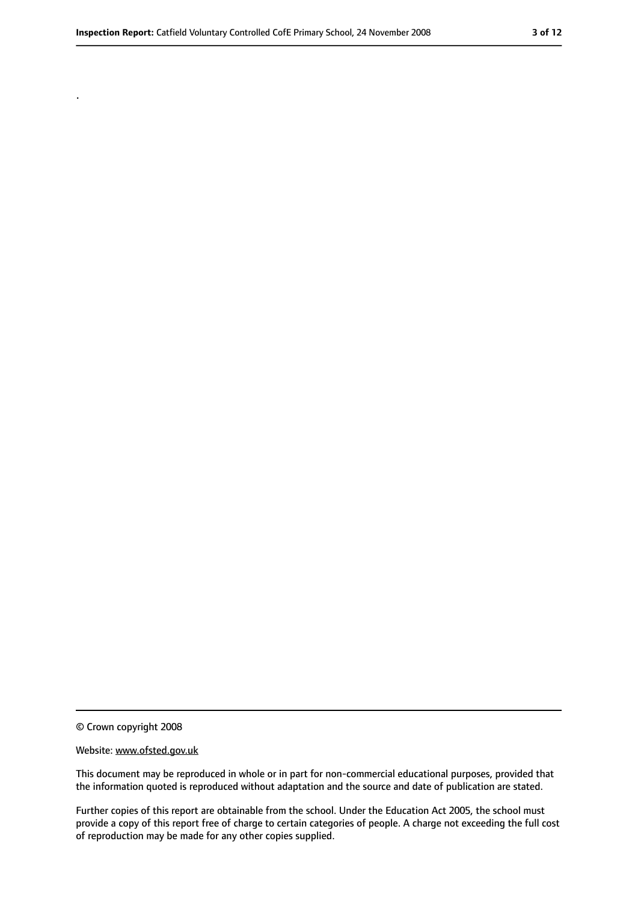.

© Crown copyright 2008

Website: www.ofsted.gov.uk

This document may be reproduced in whole or in part for non-commercial educational purposes, provided that the information quoted is reproduced without adaptation and the source and date of publication are stated.

Further copies of this report are obtainable from the school. Under the Education Act 2005, the school must provide a copy of this report free of charge to certain categories of people. A charge not exceeding the full cost of reproduction may be made for any other copies supplied.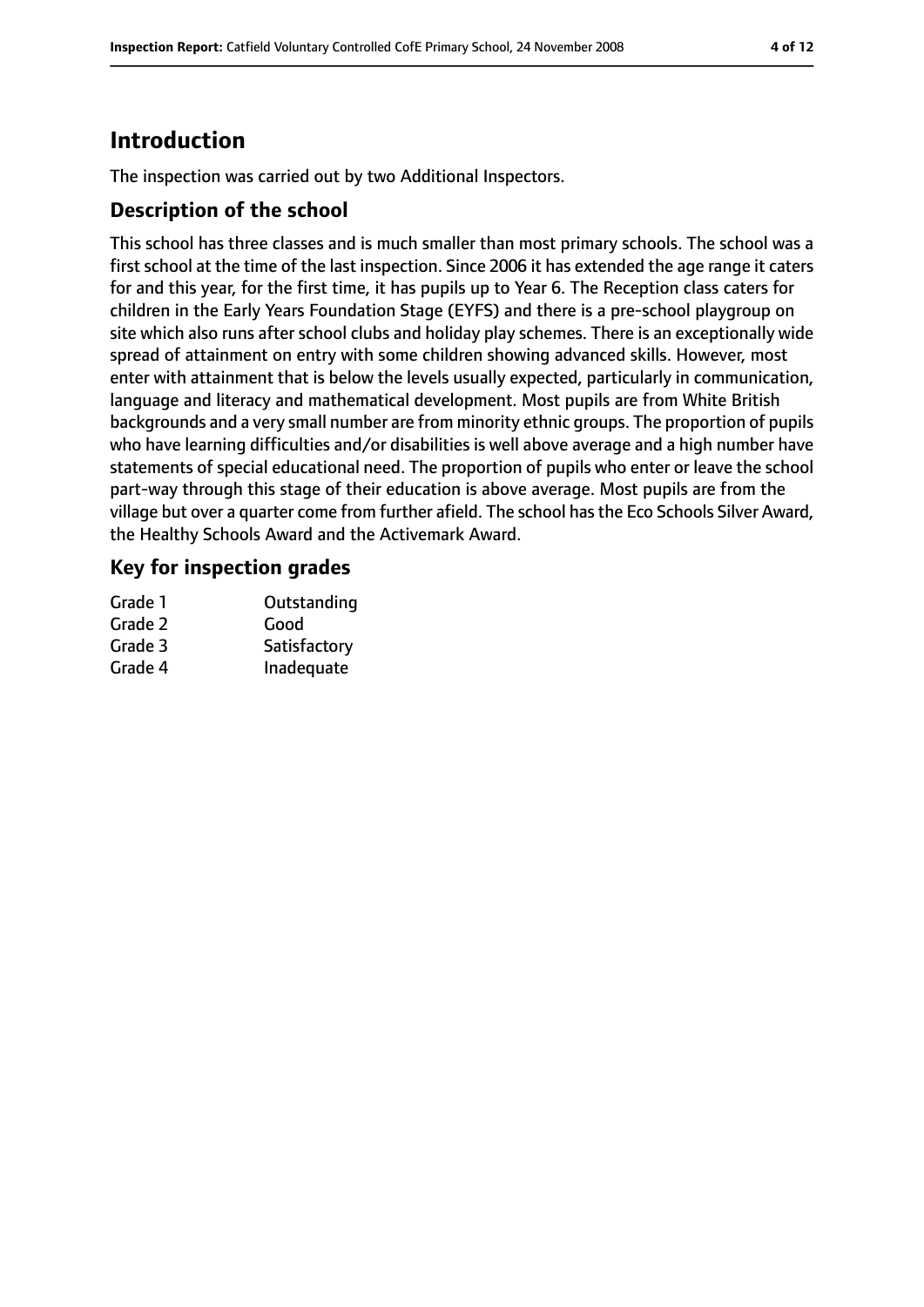# Introduction

The inspection was carried out by two Additional Inspectors.

## Description of the school

This school has three classes and is much smaller than most primary schools. The school was a first school at the time of the last inspection. Since 2006 it has extended the age range it caters for and this year, for the first time, it has pupils up to Year 6. The Reception class caters for children in the Early Years Foundation Stage (EYFS) and there is a pre-school playgroup on site which also runs after school clubs and holiday play schemes. There is an exceptionally wide spread of attainment on entry with some children showing advanced skills. However, most enter with attainment that is below the levels usually expected, particularly in communication, language and literacy and mathematical development. Most pupils are from White British backgrounds and a very small number are from minority ethnic groups. The proportion of pupils who have learning difficulties and/or disabilities is well above average and a high number have statements of special educational need. The proportion of pupils who enter or leave the school part-way through this stage of their education is above average. Most pupils are from the village but over a quarter come from further afield. The school has the Eco Schools Silver Award, the Healthy Schools Award and the Activemark Award.

## Key for inspection grades

| | |
|---|---|
| Grade 1 | Outstanding |
| Grade 2 | Good |
| Grade 3 | Satisfactory |
| Grade 4 | Inadequate |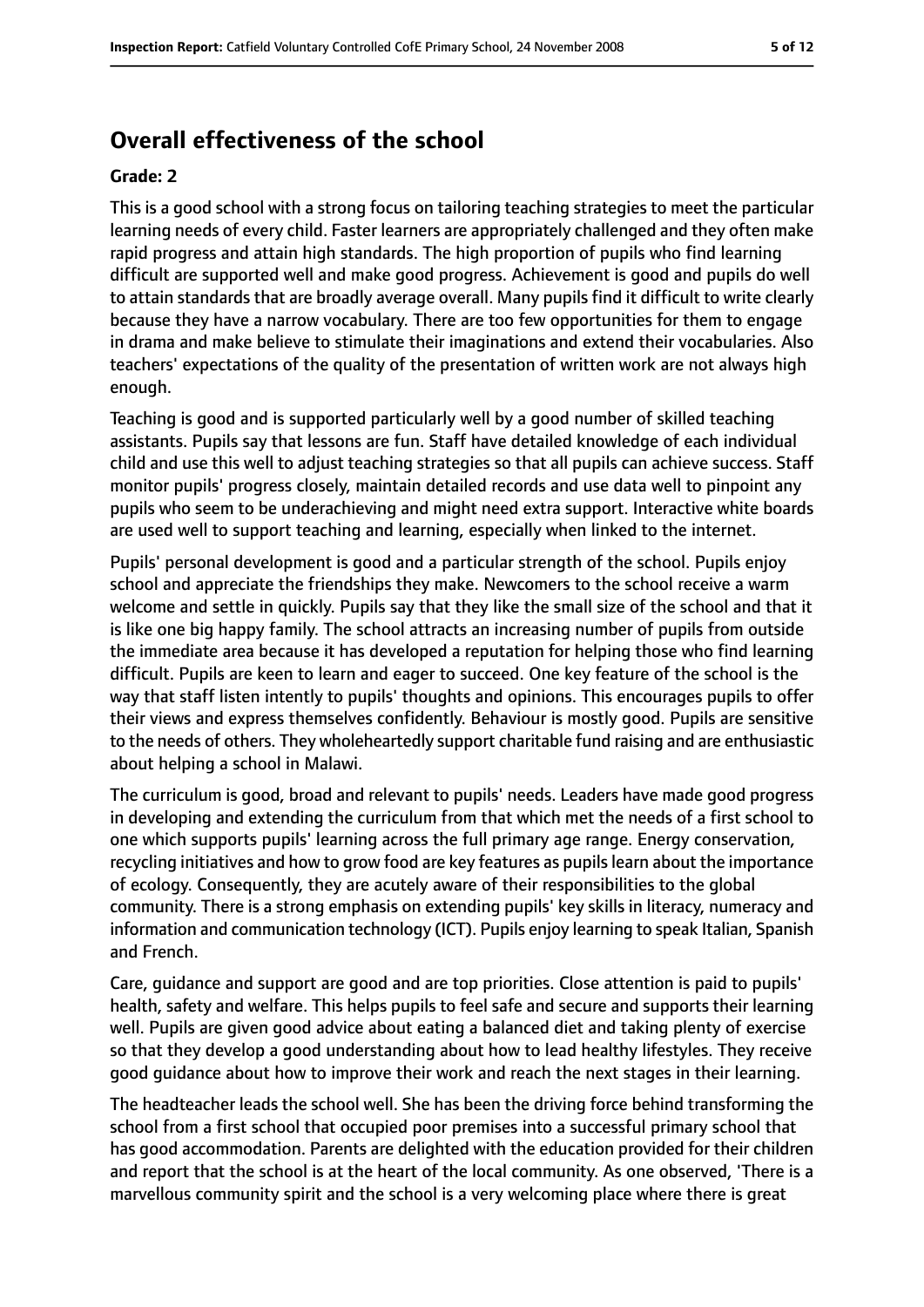## Overall effectiveness of the school

**Grade: 2**

This is a good school with a strong focus on tailoring teaching strategies to meet the particular learning needs of every child. Faster learners are appropriately challenged and they often make rapid progress and attain high standards. The high proportion of pupils who find learning difficult are supported well and make good progress. Achievement is good and pupils do well to attain standards that are broadly average overall. Many pupils find it difficult to write clearly because they have a narrow vocabulary. There are too few opportunities for them to engage in drama and make believe to stimulate their imaginations and extend their vocabularies. Also teachers' expectations of the quality of the presentation of written work are not always high enough.

Teaching is good and is supported particularly well by a good number of skilled teaching assistants. Pupils say that lessons are fun. Staff have detailed knowledge of each individual child and use this well to adjust teaching strategies so that all pupils can achieve success. Staff monitor pupils' progress closely, maintain detailed records and use data well to pinpoint any pupils who seem to be underachieving and might need extra support. Interactive white boards are used well to support teaching and learning, especially when linked to the internet.

Pupils' personal development is good and a particular strength of the school. Pupils enjoy school and appreciate the friendships they make. Newcomers to the school receive a warm welcome and settle in quickly. Pupils say that they like the small size of the school and that it is like one big happy family. The school attracts an increasing number of pupils from outside the immediate area because it has developed a reputation for helping those who find learning difficult. Pupils are keen to learn and eager to succeed. One key feature of the school is the way that staff listen intently to pupils' thoughts and opinions. This encourages pupils to offer their views and express themselves confidently. Behaviour is mostly good. Pupils are sensitive to the needs of others. They wholeheartedly support charitable fund raising and are enthusiastic about helping a school in Malawi.

The curriculum is good, broad and relevant to pupils' needs. Leaders have made good progress in developing and extending the curriculum from that which met the needs of a first school to one which supports pupils' learning across the full primary age range. Energy conservation, recycling initiatives and how to grow food are key features as pupils learn about the importance of ecology. Consequently, they are acutely aware of their responsibilities to the global community. There is a strong emphasis on extending pupils' key skills in literacy, numeracy and information and communication technology (ICT). Pupils enjoy learning to speak Italian, Spanish and French.

Care, guidance and support are good and are top priorities. Close attention is paid to pupils' health, safety and welfare. This helps pupils to feel safe and secure and supports their learning well. Pupils are given good advice about eating a balanced diet and taking plenty of exercise so that they develop a good understanding about how to lead healthy lifestyles. They receive good guidance about how to improve their work and reach the next stages in their learning.

The headteacher leads the school well. She has been the driving force behind transforming the school from a first school that occupied poor premises into a successful primary school that has good accommodation. Parents are delighted with the education provided for their children and report that the school is at the heart of the local community. As one observed, 'There is a marvellous community spirit and the school is a very welcoming place where there is great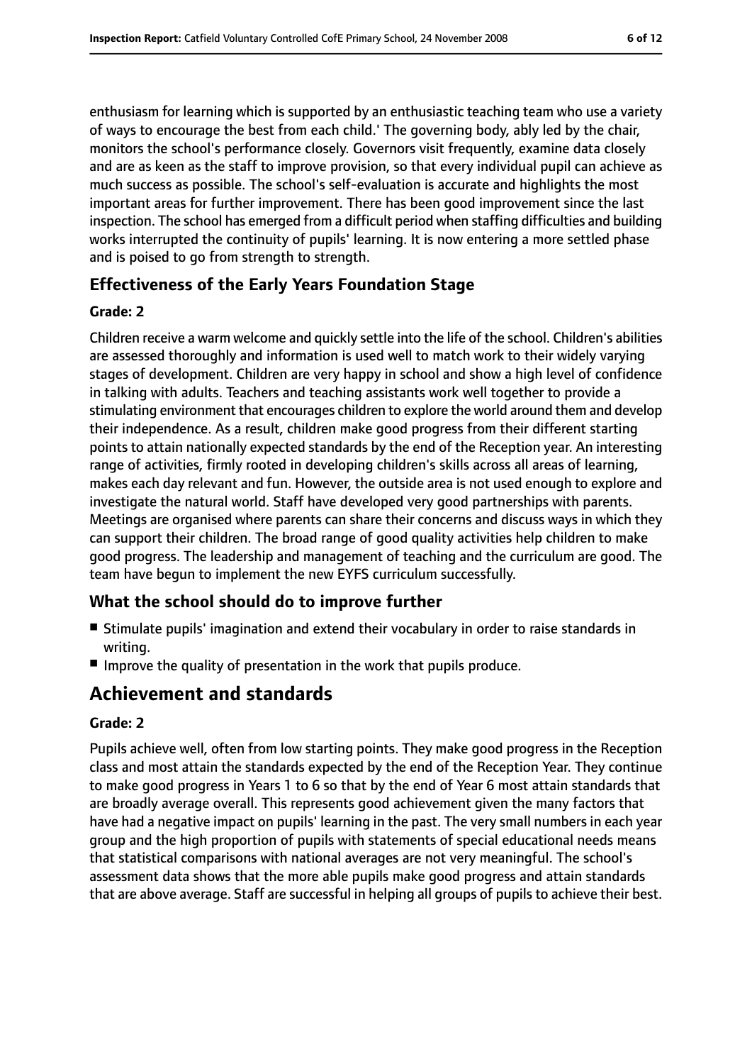enthusiasm for learning which is supported by an enthusiastic teaching team who use a variety of ways to encourage the best from each child.' The governing body, ably led by the chair, monitors the school's performance closely. Governors visit frequently, examine data closely and are as keen as the staff to improve provision, so that every individual pupil can achieve as much success as possible. The school's self-evaluation is accurate and highlights the most important areas for further improvement. There has been good improvement since the last inspection. The school has emerged from a difficult period when staffing difficulties and building works interrupted the continuity of pupils' learning. It is now entering a more settled phase and is poised to go from strength to strength.

### Effectiveness of the Early Years Foundation Stage

#### Grade: 2

Children receive a warm welcome and quickly settle into the life of the school. Children's abilities are assessed thoroughly and information is used well to match work to their widely varying stages of development. Children are very happy in school and show a high level of confidence in talking with adults. Teachers and teaching assistants work well together to provide a stimulating environment that encourages children to explore the world around them and develop their independence. As a result, children make good progress from their different starting points to attain nationally expected standards by the end of the Reception year. An interesting range of activities, firmly rooted in developing children's skills across all areas of learning, makes each day relevant and fun. However, the outside area is not used enough to explore and investigate the natural world. Staff have developed very good partnerships with parents. Meetings are organised where parents can share their concerns and discuss ways in which they can support their children. The broad range of good quality activities help children to make good progress. The leadership and management of teaching and the curriculum are good. The team have begun to implement the new EYFS curriculum successfully.

### What the school should do to improve further

- Stimulate pupils' imagination and extend their vocabulary in order to raise standards in writing.
- Improve the quality of presentation in the work that pupils produce.

## Achievement and standards

#### Grade: 2

Pupils achieve well, often from low starting points. They make good progress in the Reception class and most attain the standards expected by the end of the Reception Year. They continue to make good progress in Years 1 to 6 so that by the end of Year 6 most attain standards that are broadly average overall. This represents good achievement given the many factors that have had a negative impact on pupils' learning in the past. The very small numbers in each year group and the high proportion of pupils with statements of special educational needs means that statistical comparisons with national averages are not very meaningful. The school's assessment data shows that the more able pupils make good progress and attain standards that are above average. Staff are successful in helping all groups of pupils to achieve their best.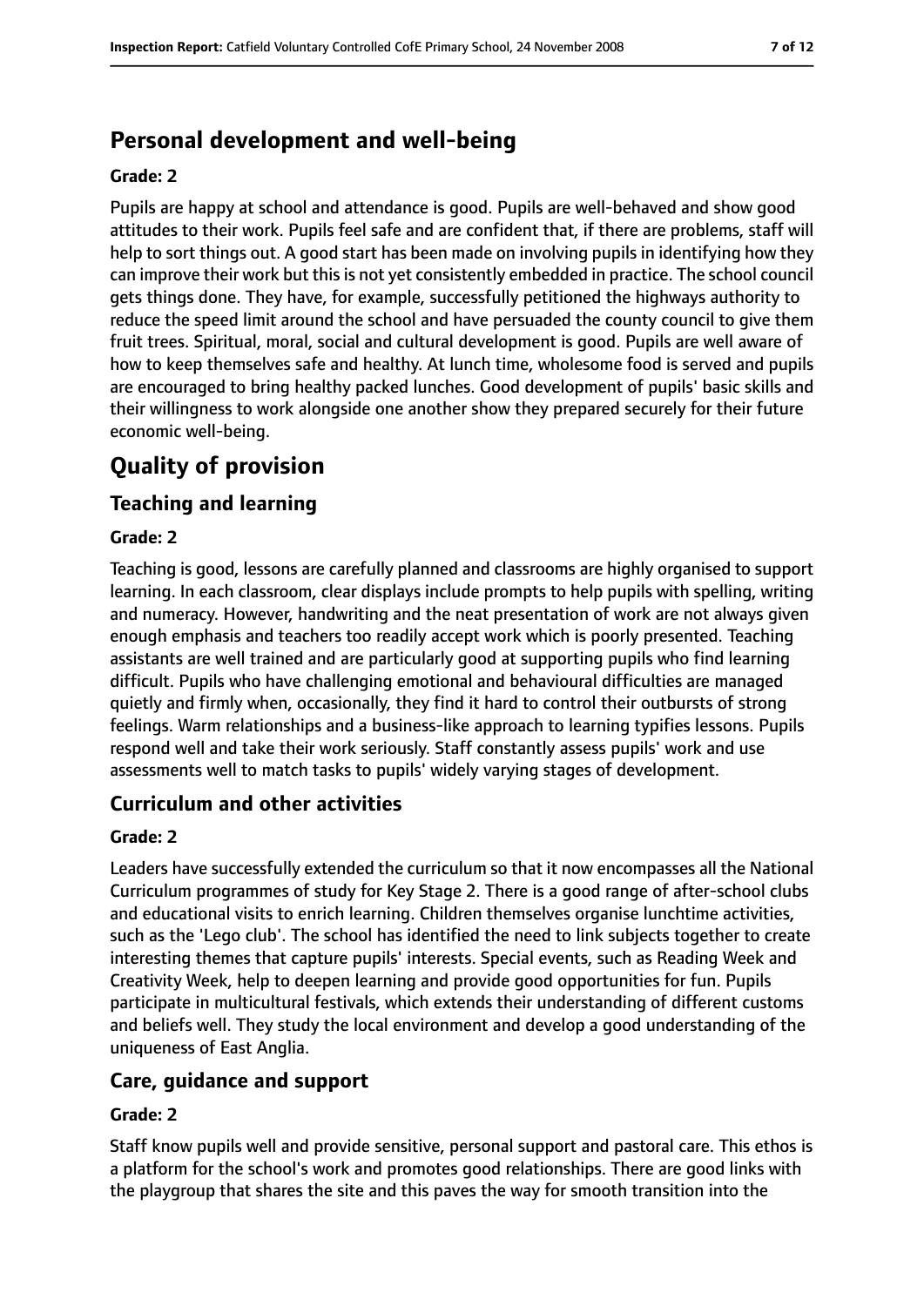## Personal development and well-being

**Grade: 2**

Pupils are happy at school and attendance is good. Pupils are well-behaved and show good attitudes to their work. Pupils feel safe and are confident that, if there are problems, staff will help to sort things out. A good start has been made on involving pupils in identifying how they can improve their work but this is not yet consistently embedded in practice. The school council gets things done. They have, for example, successfully petitioned the highways authority to reduce the speed limit around the school and have persuaded the county council to give them fruit trees. Spiritual, moral, social and cultural development is good. Pupils are well aware of how to keep themselves safe and healthy. At lunch time, wholesome food is served and pupils are encouraged to bring healthy packed lunches. Good development of pupils' basic skills and their willingness to work alongside one another show they prepared securely for their future economic well-being.

# Quality of provision

## Teaching and learning

**Grade: 2**

Teaching is good, lessons are carefully planned and classrooms are highly organised to support learning. In each classroom, clear displays include prompts to help pupils with spelling, writing and numeracy. However, handwriting and the neat presentation of work are not always given enough emphasis and teachers too readily accept work which is poorly presented. Teaching assistants are well trained and are particularly good at supporting pupils who find learning difficult. Pupils who have challenging emotional and behavioural difficulties are managed quietly and firmly when, occasionally, they find it hard to control their outbursts of strong feelings. Warm relationships and a business-like approach to learning typifies lessons. Pupils respond well and take their work seriously. Staff constantly assess pupils' work and use assessments well to match tasks to pupils' widely varying stages of development.

## Curriculum and other activities

**Grade: 2**

Leaders have successfully extended the curriculum so that it now encompasses all the National Curriculum programmes of study for Key Stage 2. There is a good range of after-school clubs and educational visits to enrich learning. Children themselves organise lunchtime activities, such as the 'Lego club'. The school has identified the need to link subjects together to create interesting themes that capture pupils' interests. Special events, such as Reading Week and Creativity Week, help to deepen learning and provide good opportunities for fun. Pupils participate in multicultural festivals, which extends their understanding of different customs and beliefs well. They study the local environment and develop a good understanding of the uniqueness of East Anglia.

## Care, guidance and support

**Grade: 2**

Staff know pupils well and provide sensitive, personal support and pastoral care. This ethos is a platform for the school's work and promotes good relationships. There are good links with the playgroup that shares the site and this paves the way for smooth transition into the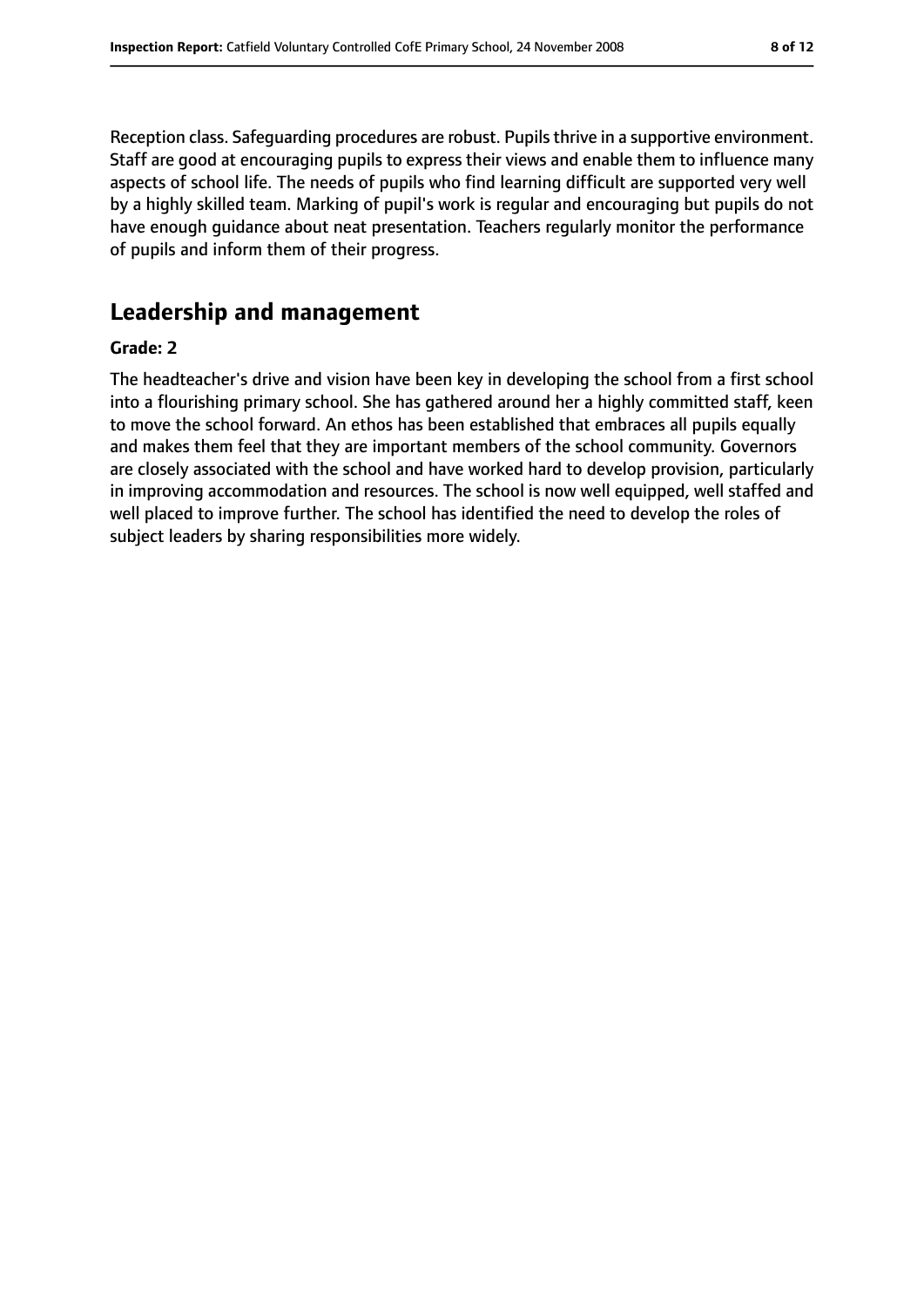Reception class. Safeguarding procedures are robust. Pupils thrive in a supportive environment. Staff are good at encouraging pupils to express their views and enable them to influence many aspects of school life. The needs of pupils who find learning difficult are supported very well by a highly skilled team. Marking of pupil's work is regular and encouraging but pupils do not have enough guidance about neat presentation. Teachers regularly monitor the performance of pupils and inform them of their progress.

## Leadership and management

**Grade: 2**

The headteacher's drive and vision have been key in developing the school from a first school into a flourishing primary school. She has gathered around her a highly committed staff, keen to move the school forward. An ethos has been established that embraces all pupils equally and makes them feel that they are important members of the school community. Governors are closely associated with the school and have worked hard to develop provision, particularly in improving accommodation and resources. The school is now well equipped, well staffed and well placed to improve further. The school has identified the need to develop the roles of subject leaders by sharing responsibilities more widely.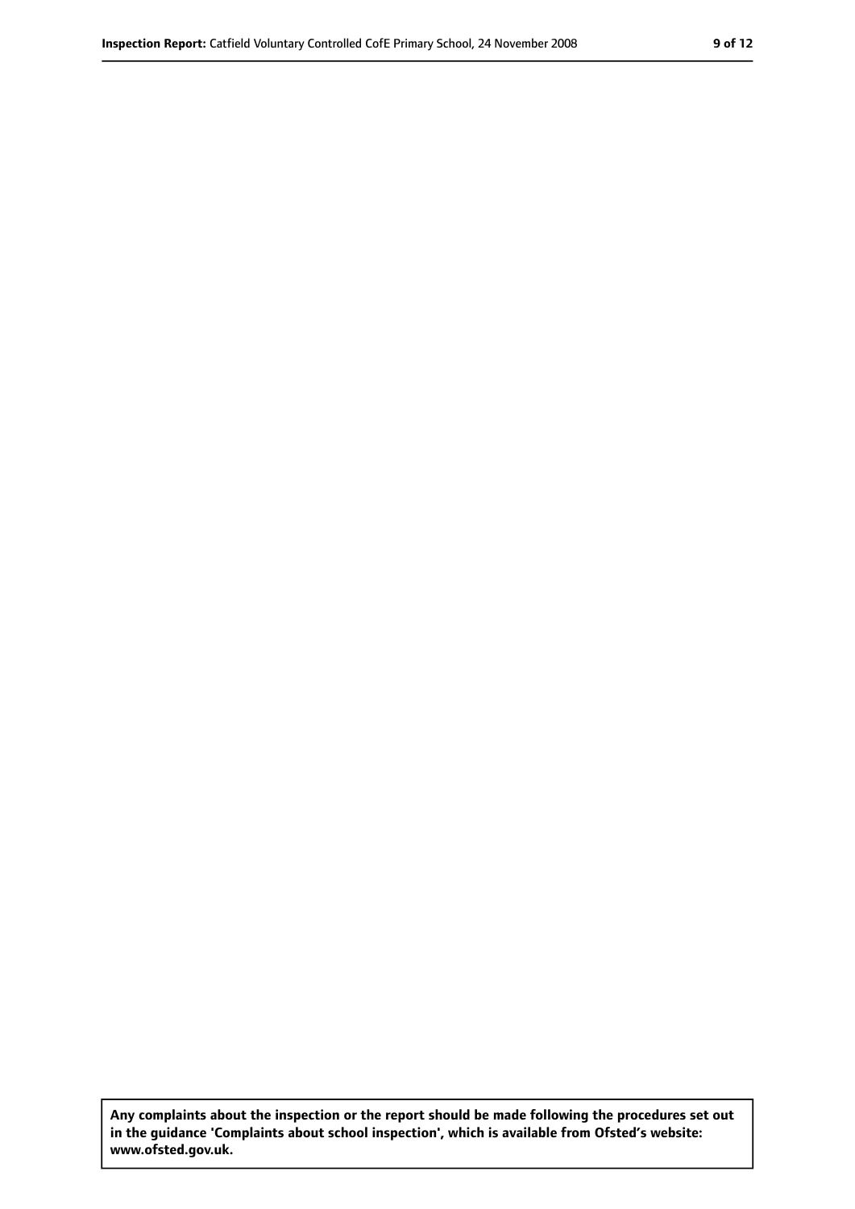**Any complaints about the inspection or the report should be made following the procedures set out in the guidance 'Complaints about school inspection', which is available from Ofsted's website: www.ofsted.gov.uk.**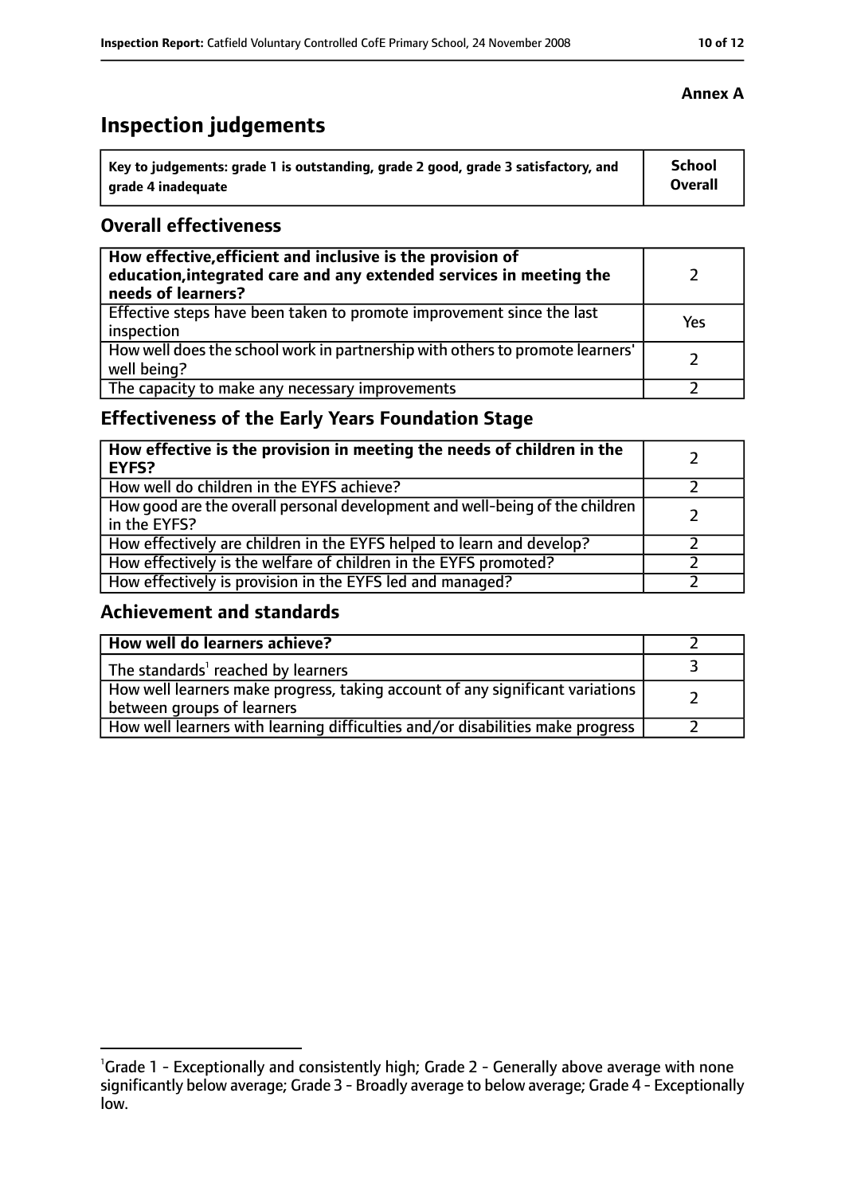**Annex A**

# Inspection judgements

| Key to judgements: grade 1 is outstanding, grade 2 good, grade 3 satisfactory, and grade 4 inadequate | School Overall |
|---|---|

## Overall effectiveness

| | |
|---|---|
| **How effective, efficient and inclusive is the provision of education, integrated care and any extended services in meeting the needs of learners?** | 2 |
| Effective steps have been taken to promote improvement since the last inspection | Yes |
| How well does the school work in partnership with others to promote learners' well being? | 2 |
| The capacity to make any necessary improvements | 2 |

## Effectiveness of the Early Years Foundation Stage

| | |
|---|---|
| **How effective is the provision in meeting the needs of children in the EYFS?** | 2 |
| How well do children in the EYFS achieve? | 2 |
| How good are the overall personal development and well-being of the children in the EYFS? | 2 |
| How effectively are children in the EYFS helped to learn and develop? | 2 |
| How effectively is the welfare of children in the EYFS promoted? | 2 |
| How effectively is provision in the EYFS led and managed? | 2 |

## Achievement and standards

| | |
|---|---|
| **How well do learners achieve?** | 2 |
| The standards[1] reached by learners | 3 |
| How well learners make progress, taking account of any significant variations between groups of learners | 2 |
| How well learners with learning difficulties and/or disabilities make progress | 2 |

[1] Grade 1 - Exceptionally and consistently high; Grade 2 - Generally above average with none significantly below average; Grade 3 - Broadly average to below average; Grade 4 - Exceptionally low.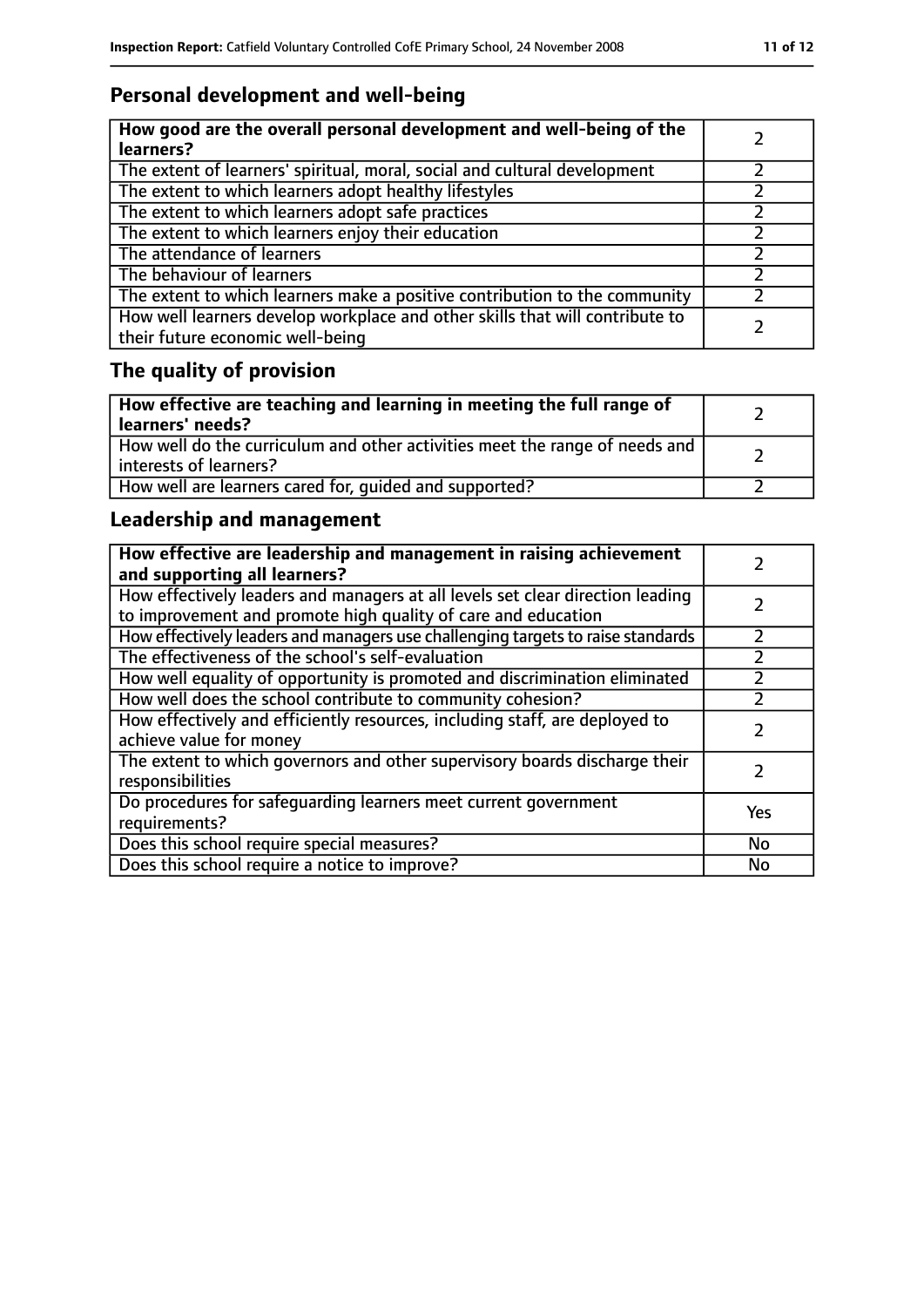## Personal development and well-being

| **How good are the overall personal development and well-being of the learners?** | 2 |
|---|---|
| The extent of learners' spiritual, moral, social and cultural development | 2 |
| The extent to which learners adopt healthy lifestyles | 2 |
| The extent to which learners adopt safe practices | 2 |
| The extent to which learners enjoy their education | 2 |
| The attendance of learners | 2 |
| The behaviour of learners | 2 |
| The extent to which learners make a positive contribution to the community | 2 |
| How well learners develop workplace and other skills that will contribute to their future economic well-being | 2 |

## The quality of provision

| **How effective are teaching and learning in meeting the full range of learners' needs?** | 2 |
|---|---|
| How well do the curriculum and other activities meet the range of needs and interests of learners? | 2 |
| How well are learners cared for, guided and supported? | 2 |

## Leadership and management

| **How effective are leadership and management in raising achievement and supporting all learners?** | 2 |
|---|---|
| How effectively leaders and managers at all levels set clear direction leading to improvement and promote high quality of care and education | 2 |
| How effectively leaders and managers use challenging targets to raise standards | 2 |
| The effectiveness of the school's self-evaluation | 2 |
| How well equality of opportunity is promoted and discrimination eliminated | 2 |
| How well does the school contribute to community cohesion? | 2 |
| How effectively and efficiently resources, including staff, are deployed to achieve value for money | 2 |
| The extent to which governors and other supervisory boards discharge their responsibilities | 2 |
| Do procedures for safeguarding learners meet current government requirements? | Yes |
| Does this school require special measures? | No |
| Does this school require a notice to improve? | No |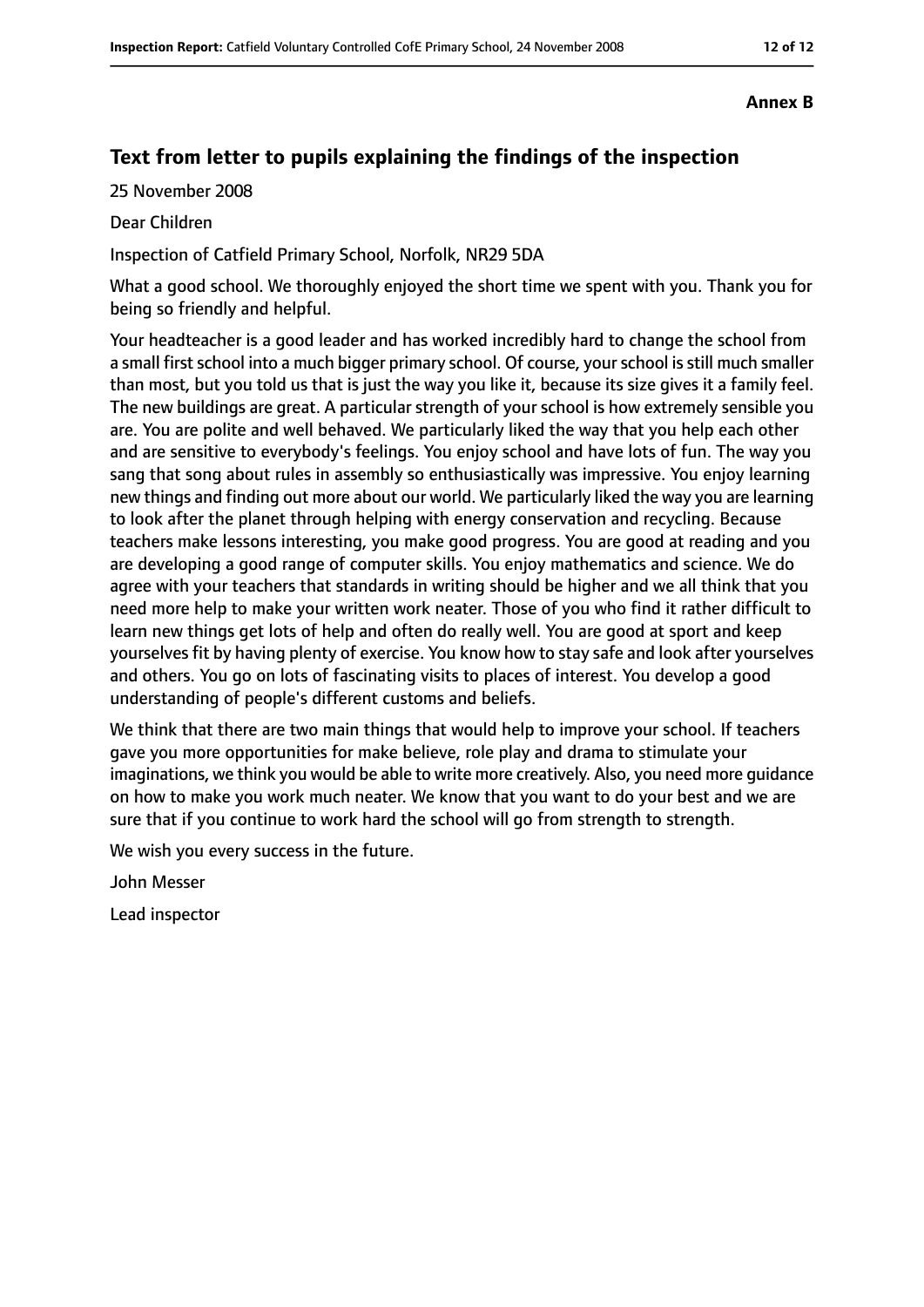**Annex B**

## Text from letter to pupils explaining the findings of the inspection

25 November 2008

Dear Children

Inspection of Catfield Primary School, Norfolk, NR29 5DA

What a good school. We thoroughly enjoyed the short time we spent with you. Thank you for being so friendly and helpful.

Your headteacher is a good leader and has worked incredibly hard to change the school from a small first school into a much bigger primary school. Of course, your school is still much smaller than most, but you told us that is just the way you like it, because its size gives it a family feel. The new buildings are great. A particular strength of your school is how extremely sensible you are. You are polite and well behaved. We particularly liked the way that you help each other and are sensitive to everybody's feelings. You enjoy school and have lots of fun. The way you sang that song about rules in assembly so enthusiastically was impressive. You enjoy learning new things and finding out more about our world. We particularly liked the way you are learning to look after the planet through helping with energy conservation and recycling. Because teachers make lessons interesting, you make good progress. You are good at reading and you are developing a good range of computer skills. You enjoy mathematics and science. We do agree with your teachers that standards in writing should be higher and we all think that you need more help to make your written work neater. Those of you who find it rather difficult to learn new things get lots of help and often do really well. You are good at sport and keep yourselves fit by having plenty of exercise. You know how to stay safe and look after yourselves and others. You go on lots of fascinating visits to places of interest. You develop a good understanding of people's different customs and beliefs.

We think that there are two main things that would help to improve your school. If teachers gave you more opportunities for make believe, role play and drama to stimulate your imaginations, we think you would be able to write more creatively. Also, you need more guidance on how to make you work much neater. We know that you want to do your best and we are sure that if you continue to work hard the school will go from strength to strength.

We wish you every success in the future.

John Messer

Lead inspector